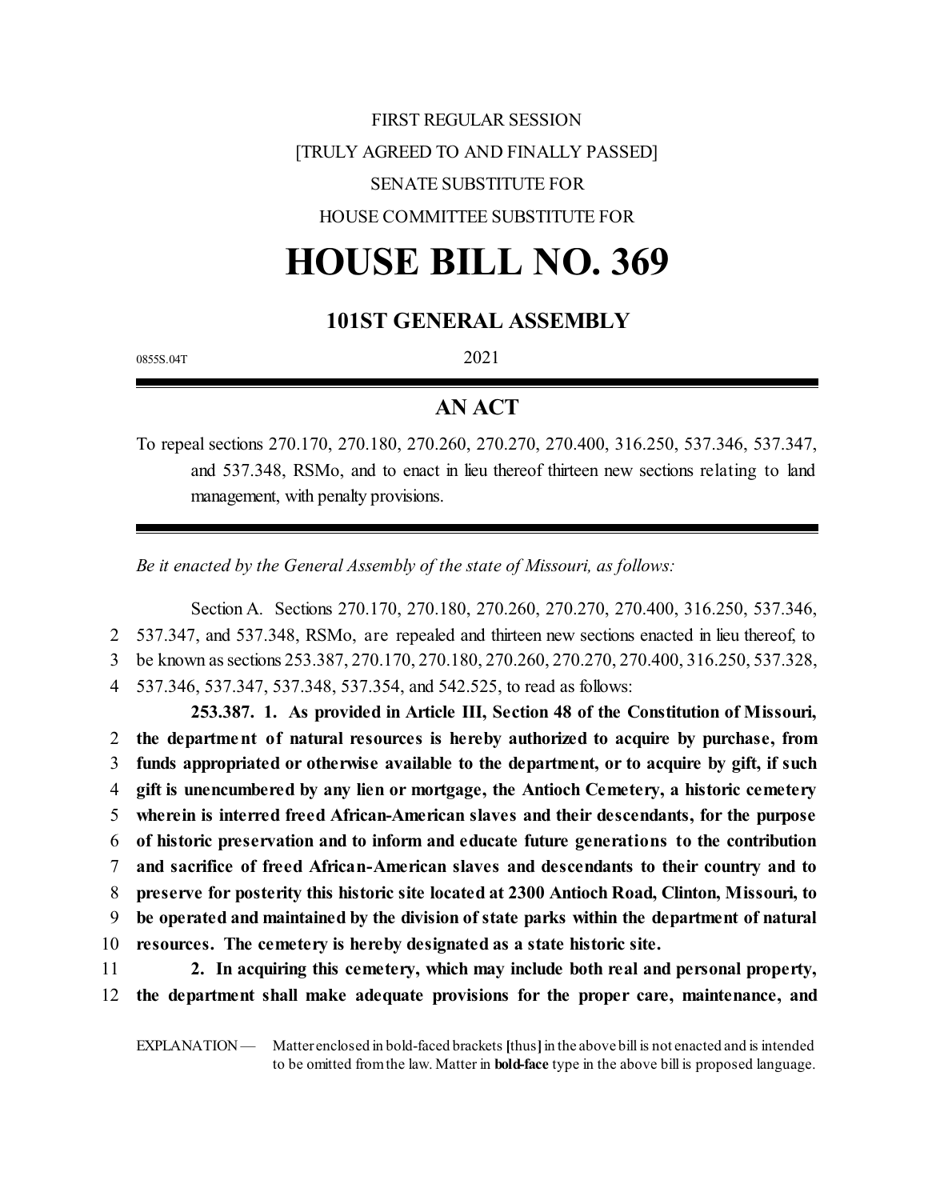FIRST REGULAR SESSION

[TRULY AGREED TO AND FINALLY PASSED]

SENATE SUBSTITUTE FOR

HOUSE COMMITTEE SUBSTITUTE FOR

# HOUSE BILL NO. 369

## 101ST GENERAL ASSEMBLY

0855S.04T 2021

## AN ACT

To repeal sections 270.170, 270.180, 270.260, 270.270, 270.400, 316.250, 537.346, 537.347, and 537.348, RSMo, and to enact in lieu thereof thirteen new sections relating to land management, with penalty provisions.

*Be it enacted by the General Assembly of the state of Missouri, as follows:*

Section A. Sections 270.170, 270.180, 270.260, 270.270, 270.400, 316.250, 537.346, 537.347, and 537.348, RSMo, are repealed and thirteen new sections enacted in lieu thereof, to be known as sections 253.387, 270.170, 270.180, 270.260, 270.270, 270.400, 316.250, 537.328, 537.346, 537.347, 537.348, 537.354, and 542.525, to read as follows:

**253.387. 1. As provided in Article III, Section 48 of the Constitution of Missouri, the department of natural resources is hereby authorized to acquire by purchase, from funds appropriated or otherwise available to the department, or to acquire by gift, if such gift is unencumbered by any lien or mortgage, the Antioch Cemetery, a historic cemetery wherein is interred freed African-American slaves and their descendants, for the purpose of historic preservation and to inform and educate future generations to the contribution and sacrifice of freed African-American slaves and descendants to their country and to preserve for posterity this historic site located at 2300 Antioch Road, Clinton, Missouri, to be operated and maintained by the division of state parks within the department of natural resources. The cemetery is hereby designated as a state historic site.**

**2. In acquiring this cemetery, which may include both real and personal property, the department shall make adequate provisions for the proper care, maintenance, and**

EXPLANATION — Matter enclosed in bold-faced brackets **[**thus**]** in the above bill is not enacted and is intended to be omitted from the law. Matter in **bold-face** type in the above bill is proposed language.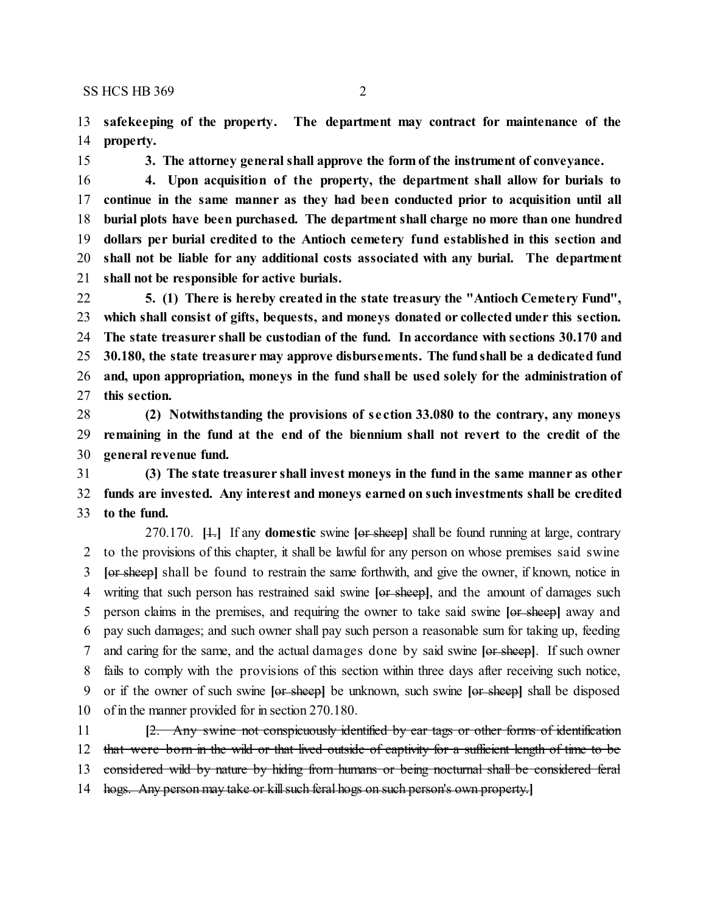**safekeeping of the property. The department may contract for maintenance of the property.**

**3. The attorney general shall approve the form of the instrument of conveyance.**

**4. Upon acquisition of the property, the department shall allow for burials to continue in the same manner as they had been conducted prior to acquisition until all burial plots have been purchased. The department shall charge no more than one hundred dollars per burial credited to the Antioch cemetery fund established in this section and shall not be liable for any additional costs associated with any burial. The department shall not be responsible for active burials.**

**5. (1) There is hereby created in the state treasury the "Antioch Cemetery Fund", which shall consist of gifts, bequests, and moneys donated or collected under this section. The state treasurer shall be custodian of the fund. In accordance with sections 30.170 and 30.180, the state treasurer may approve disbursements. The fund shall be a dedicated fund and, upon appropriation, moneys in the fund shall be used solely for the administration of this section.**

**(2) Notwithstanding the provisions of section 33.080 to the contrary, any moneys remaining in the fund at the end of the biennium shall not revert to the credit of the general revenue fund.**

**(3) The state treasurer shall invest moneys in the fund in the same manner as other funds are invested. Any interest and moneys earned on such investments shall be credited to the fund.**

270.170. **[**~~1.~~**]** If any **domestic** swine **[**~~or sheep~~**]** shall be found running at large, contrary to the provisions of this chapter, it shall be lawful for any person on whose premises said swine **[**~~or sheep~~**]** shall be found to restrain the same forthwith, and give the owner, if known, notice in writing that such person has restrained said swine **[**~~or sheep~~**]**, and the amount of damages such person claims in the premises, and requiring the owner to take said swine **[**~~or sheep~~**]** away and pay such damages; and such owner shall pay such person a reasonable sum for taking up, feeding and caring for the same, and the actual damages done by said swine **[**~~or sheep~~**]**. If such owner fails to comply with the provisions of this section within three days after receiving such notice, or if the owner of such swine **[**~~or sheep~~**]** be unknown, such swine **[**~~or sheep~~**]** shall be disposed of in the manner provided for in section 270.180.

**[**~~2. Any swine not conspicuously identified by ear tags or other forms of identification that were born in the wild or that lived outside of captivity for a sufficient length of time to be considered wild by nature by hiding from humans or being nocturnal shall be considered feral hogs. Any person may take or kill such feral hogs on such person's own property.~~**]**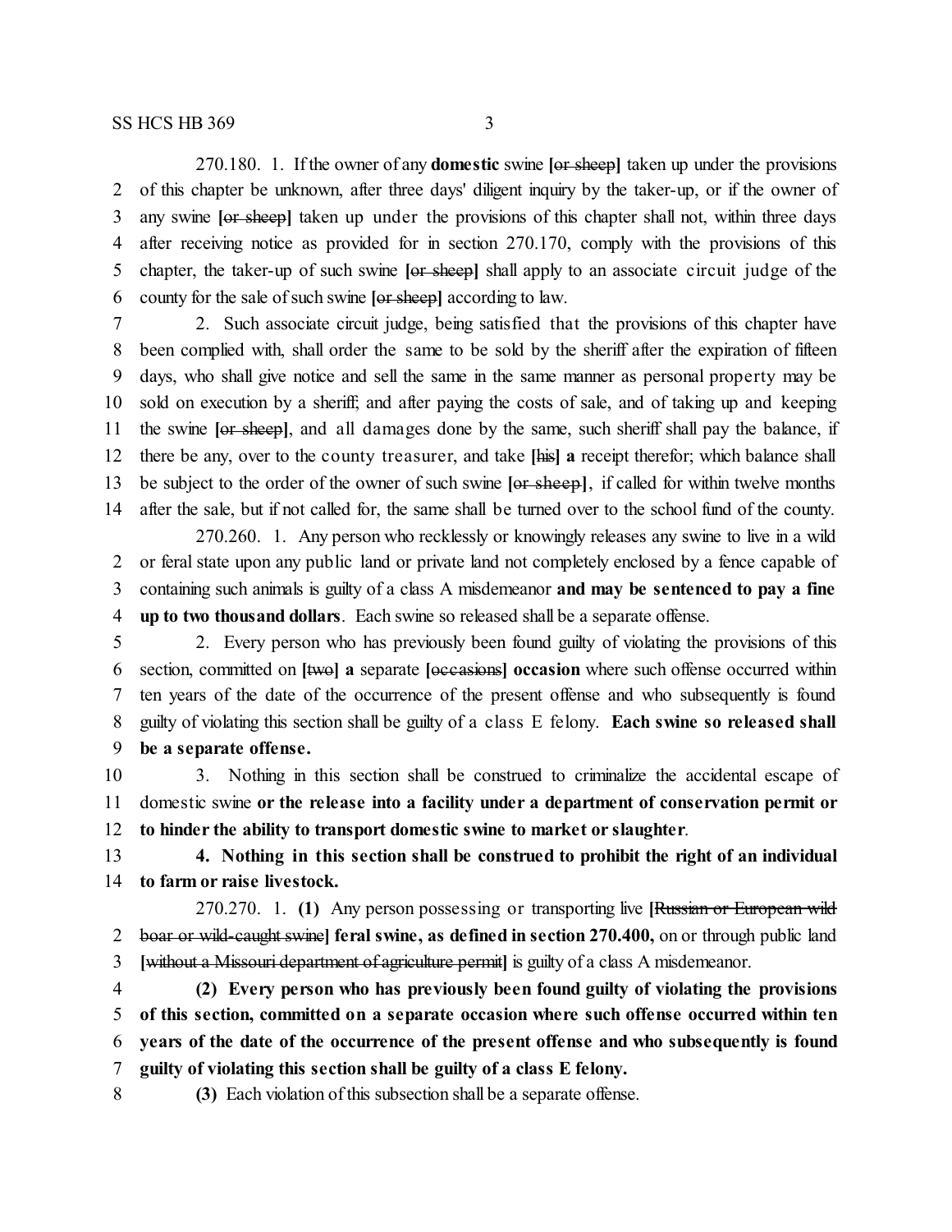270.180. 1. If the owner of any **domestic** swine **[~~or sheep~~]** taken up under the provisions of this chapter be unknown, after three days' diligent inquiry by the taker-up, or if the owner of any swine **[~~or sheep~~]** taken up under the provisions of this chapter shall not, within three days after receiving notice as provided for in section 270.170, comply with the provisions of this chapter, the taker-up of such swine **[~~or sheep~~]** shall apply to an associate circuit judge of the county for the sale of such swine **[~~or sheep~~]** according to law.

2. Such associate circuit judge, being satisfied that the provisions of this chapter have been complied with, shall order the same to be sold by the sheriff after the expiration of fifteen days, who shall give notice and sell the same in the same manner as personal property may be sold on execution by a sheriff; and after paying the costs of sale, and of taking up and keeping the swine **[~~or sheep~~]**, and all damages done by the same, such sheriff shall pay the balance, if there be any, over to the county treasurer, and take **[~~his~~] a** receipt therefor; which balance shall be subject to the order of the owner of such swine **[~~or sheep~~]**, if called for within twelve months after the sale, but if not called for, the same shall be turned over to the school fund of the county.

270.260. 1. Any person who recklessly or knowingly releases any swine to live in a wild or feral state upon any public land or private land not completely enclosed by a fence capable of containing such animals is guilty of a class A misdemeanor **and may be sentenced to pay a fine up to two thousand dollars**. Each swine so released shall be a separate offense.

2. Every person who has previously been found guilty of violating the provisions of this section, committed on **[~~two~~] a** separate **[~~occasions~~] occasion** where such offense occurred within ten years of the date of the occurrence of the present offense and who subsequently is found guilty of violating this section shall be guilty of a class E felony. **Each swine so released shall be a separate offense.**

3. Nothing in this section shall be construed to criminalize the accidental escape of domestic swine **or the release into a facility under a department of conservation permit or to hinder the ability to transport domestic swine to market or slaughter**.

**4. Nothing in this section shall be construed to prohibit the right of an individual to farm or raise livestock.**

270.270. 1. **(1)** Any person possessing or transporting live **[~~Russian or European wild boar or wild-caught swine~~] feral swine, as defined in section 270.400,** on or through public land **[~~without a Missouri department of agriculture permit~~]** is guilty of a class A misdemeanor.

**(2) Every person who has previously been found guilty of violating the provisions of this section, committed on a separate occasion where such offense occurred within ten years of the date of the occurrence of the present offense and who subsequently is found guilty of violating this section shall be guilty of a class E felony.**

**(3)** Each violation of this subsection shall be a separate offense.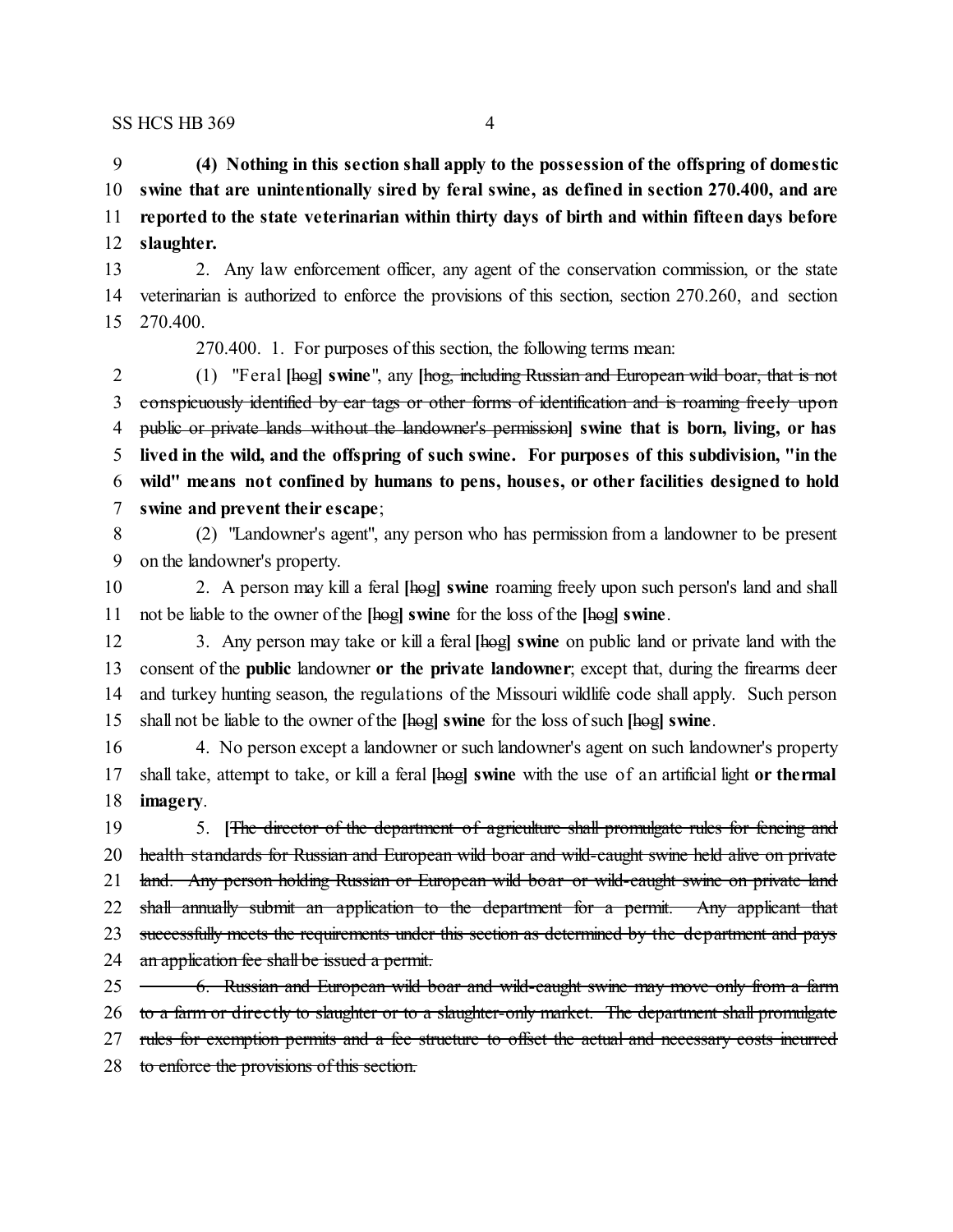**(4) Nothing in this section shall apply to the possession of the offspring of domestic swine that are unintentionally sired by feral swine, as defined in section 270.400, and are reported to the state veterinarian within thirty days of birth and within fifteen days before slaughter.**

2. Any law enforcement officer, any agent of the conservation commission, or the state veterinarian is authorized to enforce the provisions of this section, section 270.260, and section 270.400.

270.400. 1. For purposes of this section, the following terms mean:

(1) "Feral **[**~~hog~~**] swine**", any **[**~~hog, including Russian and European wild boar, that is not conspicuously identified by ear tags or other forms of identification and is roaming freely upon public or private lands without the landowner's permission~~**] swine that is born, living, or has lived in the wild, and the offspring of such swine. For purposes of this subdivision, "in the wild" means not confined by humans to pens, houses, or other facilities designed to hold swine and prevent their escape**;

(2) "Landowner's agent", any person who has permission from a landowner to be present on the landowner's property.

2. A person may kill a feral **[**~~hog~~**] swine** roaming freely upon such person's land and shall not be liable to the owner of the **[**~~hog~~**] swine** for the loss of the **[**~~hog~~**] swine**.

3. Any person may take or kill a feral **[**~~hog~~**] swine** on public land or private land with the consent of the **public** landowner **or the private landowner**; except that, during the firearms deer and turkey hunting season, the regulations of the Missouri wildlife code shall apply. Such person shall not be liable to the owner of the **[**~~hog~~**] swine** for the loss of such **[**~~hog~~**] swine**.

4. No person except a landowner or such landowner's agent on such landowner's property shall take, attempt to take, or kill a feral **[**~~hog~~**] swine** with the use of an artificial light **or thermal imagery**.

5. **[**~~The director of the department of agriculture shall promulgate rules for fencing and health standards for Russian and European wild boar and wild-caught swine held alive on private land. Any person holding Russian or European wild boar or wild-caught swine on private land shall annually submit an application to the department for a permit. Any applicant that successfully meets the requirements under this section as determined by the department and pays an application fee shall be issued a permit.~~

~~6. Russian and European wild boar and wild-caught swine may move only from a farm to a farm or directly to slaughter or to a slaughter-only market. The department shall promulgate rules for exemption permits and a fee structure to offset the actual and necessary costs incurred to enforce the provisions of this section.~~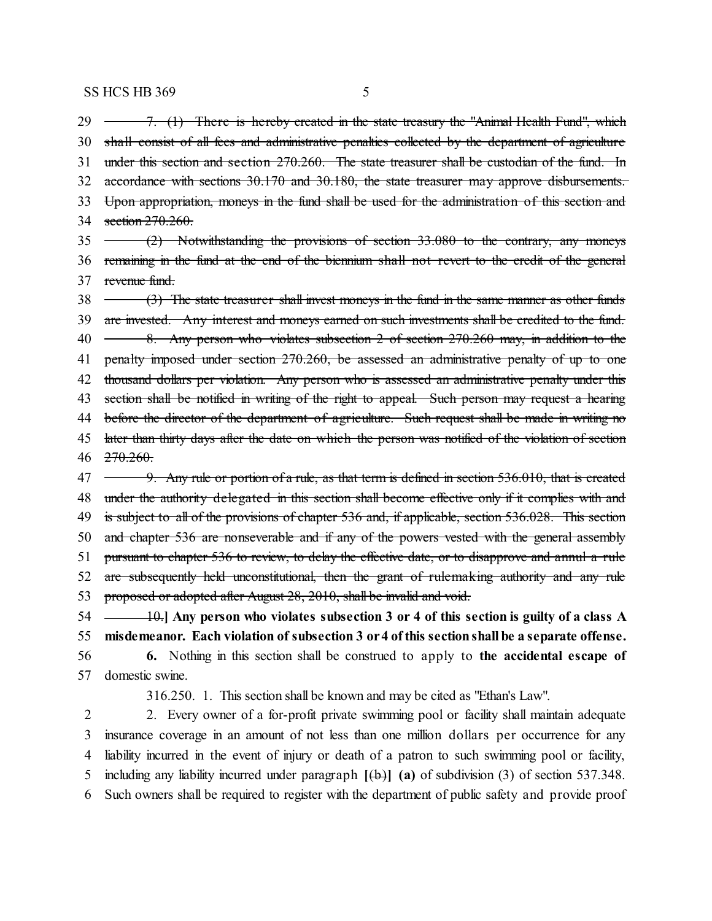7. (1) There is hereby created in the state treasury the "Animal Health Fund", which shall consist of all fees and administrative penalties collected by the department of agriculture under this section and section 270.260. The state treasurer shall be custodian of the fund. In accordance with sections 30.170 and 30.180, the state treasurer may approve disbursements. Upon appropriation, moneys in the fund shall be used for the administration of this section and section 270.260.

(2) Notwithstanding the provisions of section 33.080 to the contrary, any moneys remaining in the fund at the end of the biennium shall not revert to the credit of the general revenue fund.

(3) The state treasurer shall invest moneys in the fund in the same manner as other funds are invested. Any interest and moneys earned on such investments shall be credited to the fund.

8. Any person who violates subsection 2 of section 270.260 may, in addition to the penalty imposed under section 270.260, be assessed an administrative penalty of up to one thousand dollars per violation. Any person who is assessed an administrative penalty under this section shall be notified in writing of the right to appeal. Such person may request a hearing before the director of the department of agriculture. Such request shall be made in writing no later than thirty days after the date on which the person was notified of the violation of section 270.260.

9. Any rule or portion of a rule, as that term is defined in section 536.010, that is created under the authority delegated in this section shall become effective only if it complies with and is subject to all of the provisions of chapter 536 and, if applicable, section 536.028. This section and chapter 536 are nonseverable and if any of the powers vested with the general assembly pursuant to chapter 536 to review, to delay the effective date, or to disapprove and annul a rule are subsequently held unconstitutional, then the grant of rulemaking authority and any rule proposed or adopted after August 28, 2010, shall be invalid and void.

10.] **Any person who violates subsection 3 or 4 of this section is guilty of a class A misdemeanor. Each violation of subsection 3 or 4 of this section shall be a separate offense.**

**6.** Nothing in this section shall be construed to apply to **the accidental escape of** domestic swine.

316.250. 1. This section shall be known and may be cited as "Ethan's Law".

2. Every owner of a for-profit private swimming pool or facility shall maintain adequate insurance coverage in an amount of not less than one million dollars per occurrence for any liability incurred in the event of injury or death of a patron to such swimming pool or facility, including any liability incurred under paragraph [(b)] **(a)** of subdivision (3) of section 537.348. Such owners shall be required to register with the department of public safety and provide proof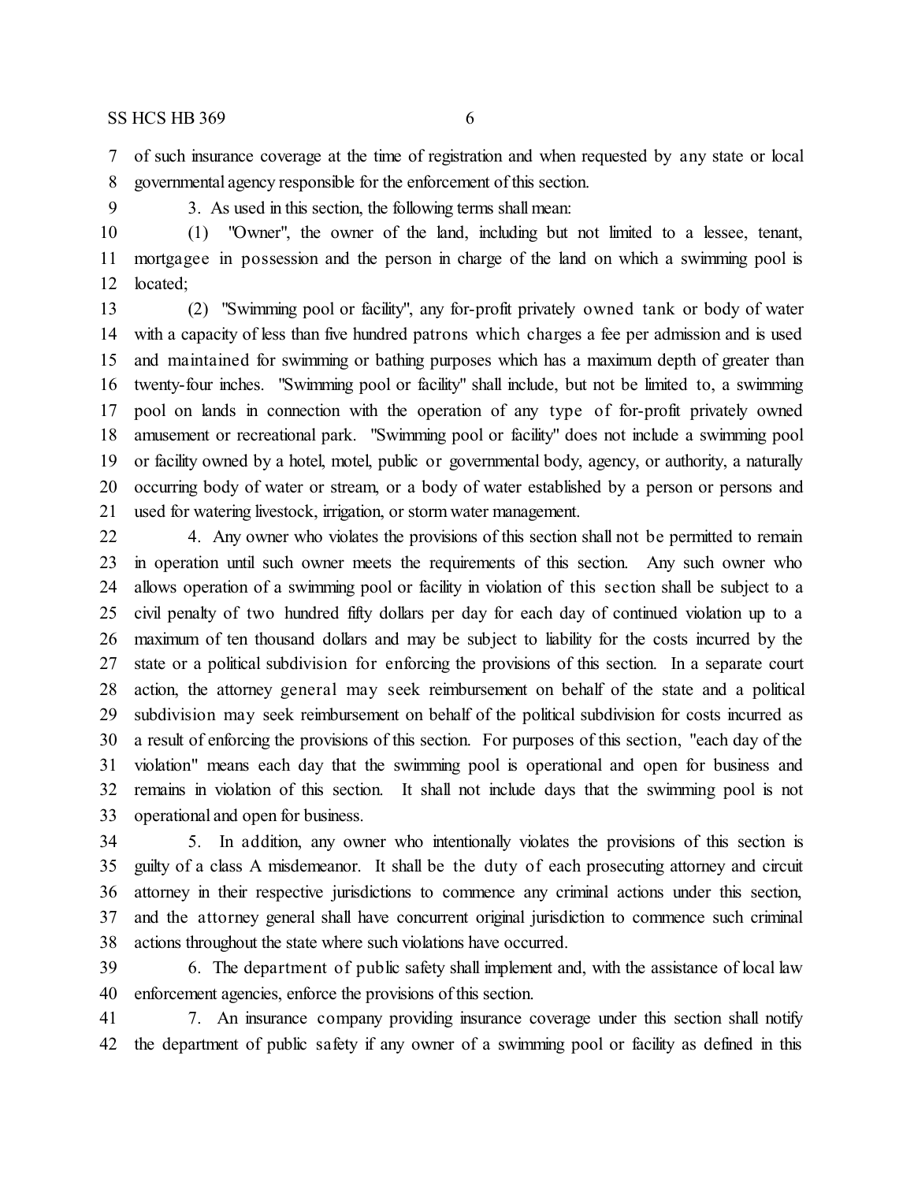of such insurance coverage at the time of registration and when requested by any state or local governmental agency responsible for the enforcement of this section.

3. As used in this section, the following terms shall mean:

(1) "Owner", the owner of the land, including but not limited to a lessee, tenant, mortgagee in possession and the person in charge of the land on which a swimming pool is located;

(2) "Swimming pool or facility", any for-profit privately owned tank or body of water with a capacity of less than five hundred patrons which charges a fee per admission and is used and maintained for swimming or bathing purposes which has a maximum depth of greater than twenty-four inches. "Swimming pool or facility" shall include, but not be limited to, a swimming pool on lands in connection with the operation of any type of for-profit privately owned amusement or recreational park. "Swimming pool or facility" does not include a swimming pool or facility owned by a hotel, motel, public or governmental body, agency, or authority, a naturally occurring body of water or stream, or a body of water established by a person or persons and used for watering livestock, irrigation, or storm water management.

4. Any owner who violates the provisions of this section shall not be permitted to remain in operation until such owner meets the requirements of this section. Any such owner who allows operation of a swimming pool or facility in violation of this section shall be subject to a civil penalty of two hundred fifty dollars per day for each day of continued violation up to a maximum of ten thousand dollars and may be subject to liability for the costs incurred by the state or a political subdivision for enforcing the provisions of this section. In a separate court action, the attorney general may seek reimbursement on behalf of the state and a political subdivision may seek reimbursement on behalf of the political subdivision for costs incurred as a result of enforcing the provisions of this section. For purposes of this section, "each day of the violation" means each day that the swimming pool is operational and open for business and remains in violation of this section. It shall not include days that the swimming pool is not operational and open for business.

5. In addition, any owner who intentionally violates the provisions of this section is guilty of a class A misdemeanor. It shall be the duty of each prosecuting attorney and circuit attorney in their respective jurisdictions to commence any criminal actions under this section, and the attorney general shall have concurrent original jurisdiction to commence such criminal actions throughout the state where such violations have occurred.

6. The department of public safety shall implement and, with the assistance of local law enforcement agencies, enforce the provisions of this section.

7. An insurance company providing insurance coverage under this section shall notify the department of public safety if any owner of a swimming pool or facility as defined in this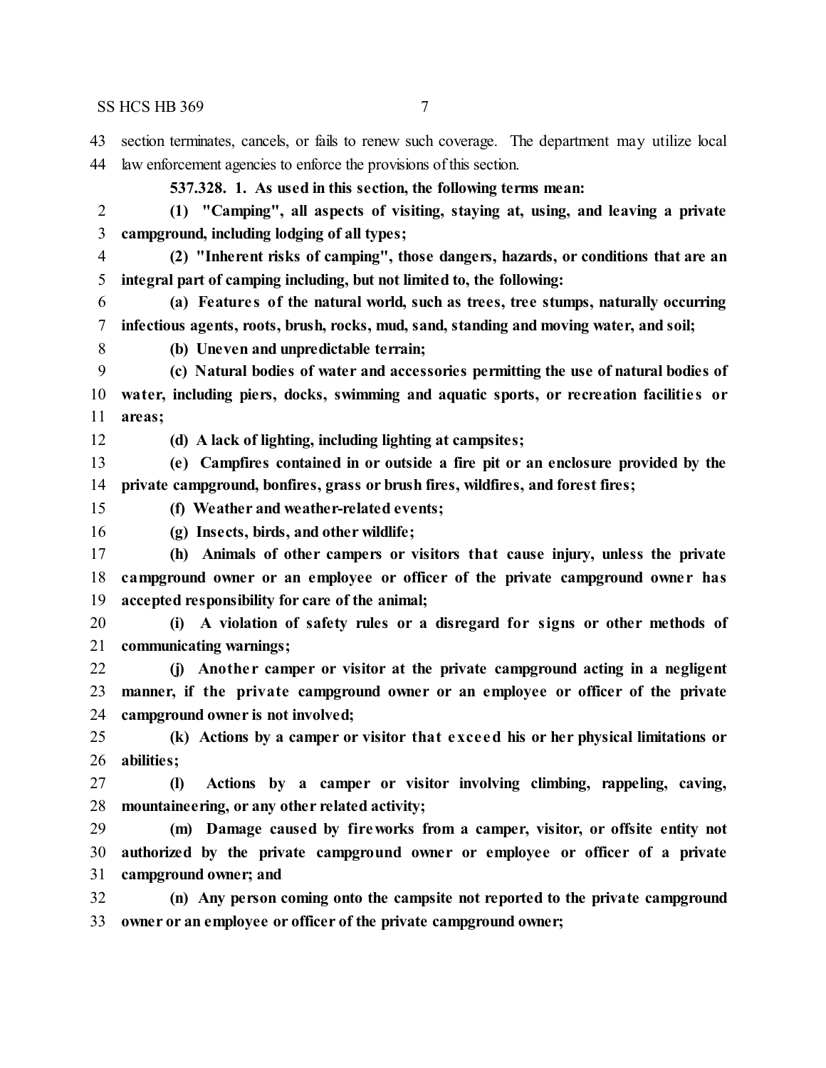section terminates, cancels, or fails to renew such coverage. The department may utilize local law enforcement agencies to enforce the provisions of this section.

**537.328. 1. As used in this section, the following terms mean:**

**(1) "Camping", all aspects of visiting, staying at, using, and leaving a private campground, including lodging of all types;**

**(2) "Inherent risks of camping", those dangers, hazards, or conditions that are an integral part of camping including, but not limited to, the following:**

**(a) Features of the natural world, such as trees, tree stumps, naturally occurring infectious agents, roots, brush, rocks, mud, sand, standing and moving water, and soil;**

**(b) Uneven and unpredictable terrain;**

**(c) Natural bodies of water and accessories permitting the use of natural bodies of water, including piers, docks, swimming and aquatic sports, or recreation facilities or areas;**

**(d) A lack of lighting, including lighting at campsites;**

**(e) Campfires contained in or outside a fire pit or an enclosure provided by the private campground, bonfires, grass or brush fires, wildfires, and forest fires;**

**(f) Weather and weather-related events;**

**(g) Insects, birds, and other wildlife;**

**(h) Animals of other campers or visitors that cause injury, unless the private campground owner or an employee or officer of the private campground owner has accepted responsibility for care of the animal;**

**(i) A violation of safety rules or a disregard for signs or other methods of communicating warnings;**

**(j) Another camper or visitor at the private campground acting in a negligent manner, if the private campground owner or an employee or officer of the private campground owner is not involved;**

**(k) Actions by a camper or visitor that exceed his or her physical limitations or abilities;**

**(l) Actions by a camper or visitor involving climbing, rappeling, caving, mountaineering, or any other related activity;**

**(m) Damage caused by fireworks from a camper, visitor, or offsite entity not authorized by the private campground owner or employee or officer of a private campground owner; and**

**(n) Any person coming onto the campsite not reported to the private campground owner or an employee or officer of the private campground owner;**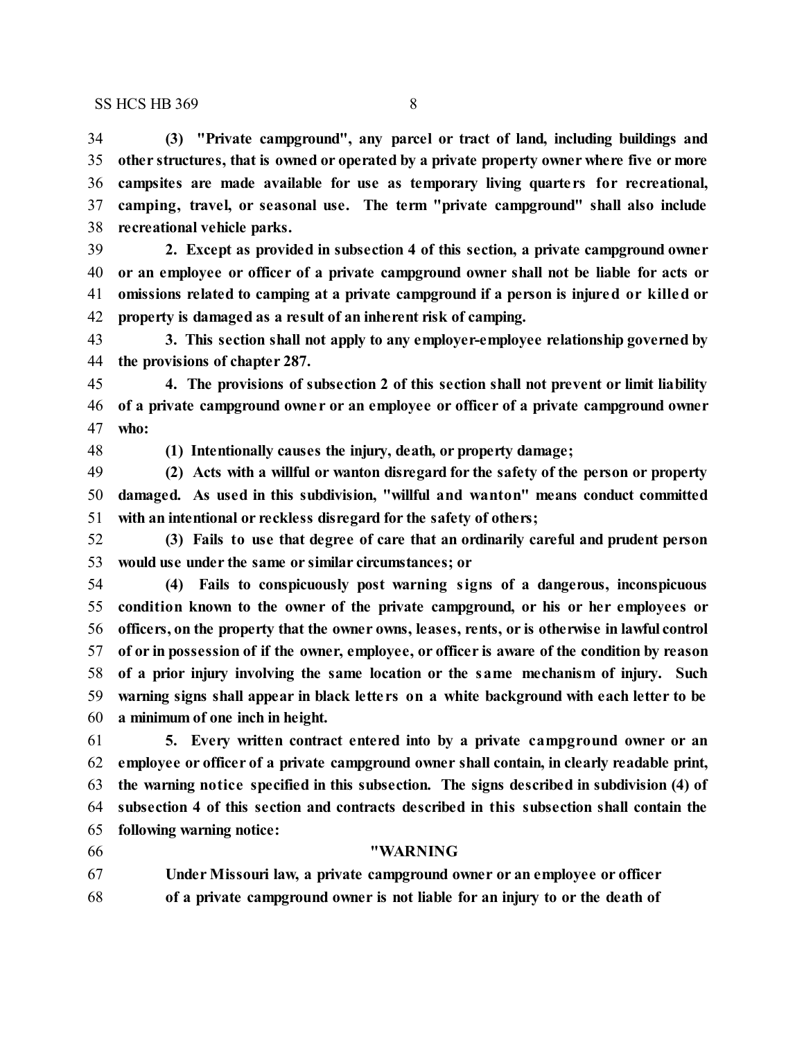**(3) "Private campground", any parcel or tract of land, including buildings and other structures, that is owned or operated by a private property owner where five or more campsites are made available for use as temporary living quarters for recreational, camping, travel, or seasonal use. The term "private campground" shall also include recreational vehicle parks.**

**2. Except as provided in subsection 4 of this section, a private campground owner or an employee or officer of a private campground owner shall not be liable for acts or omissions related to camping at a private campground if a person is injured or killed or property is damaged as a result of an inherent risk of camping.**

**3. This section shall not apply to any employer-employee relationship governed by the provisions of chapter 287.**

**4. The provisions of subsection 2 of this section shall not prevent or limit liability of a private campground owner or an employee or officer of a private campground owner who:**

**(1) Intentionally causes the injury, death, or property damage;**

**(2) Acts with a willful or wanton disregard for the safety of the person or property damaged. As used in this subdivision, "willful and wanton" means conduct committed with an intentional or reckless disregard for the safety of others;**

**(3) Fails to use that degree of care that an ordinarily careful and prudent person would use under the same or similar circumstances; or**

**(4) Fails to conspicuously post warning signs of a dangerous, inconspicuous condition known to the owner of the private campground, or his or her employees or officers, on the property that the owner owns, leases, rents, or is otherwise in lawful control of or in possession of if the owner, employee, or officer is aware of the condition by reason of a prior injury involving the same location or the same mechanism of injury. Such warning signs shall appear in black letters on a white background with each letter to be a minimum of one inch in height.**

**5. Every written contract entered into by a private campground owner or an employee or officer of a private campground owner shall contain, in clearly readable print, the warning notice specified in this subsection. The signs described in subdivision (4) of subsection 4 of this section and contracts described in this subsection shall contain the following warning notice:**

**"WARNING**

**Under Missouri law, a private campground owner or an employee or officer of a private campground owner is not liable for an injury to or the death of**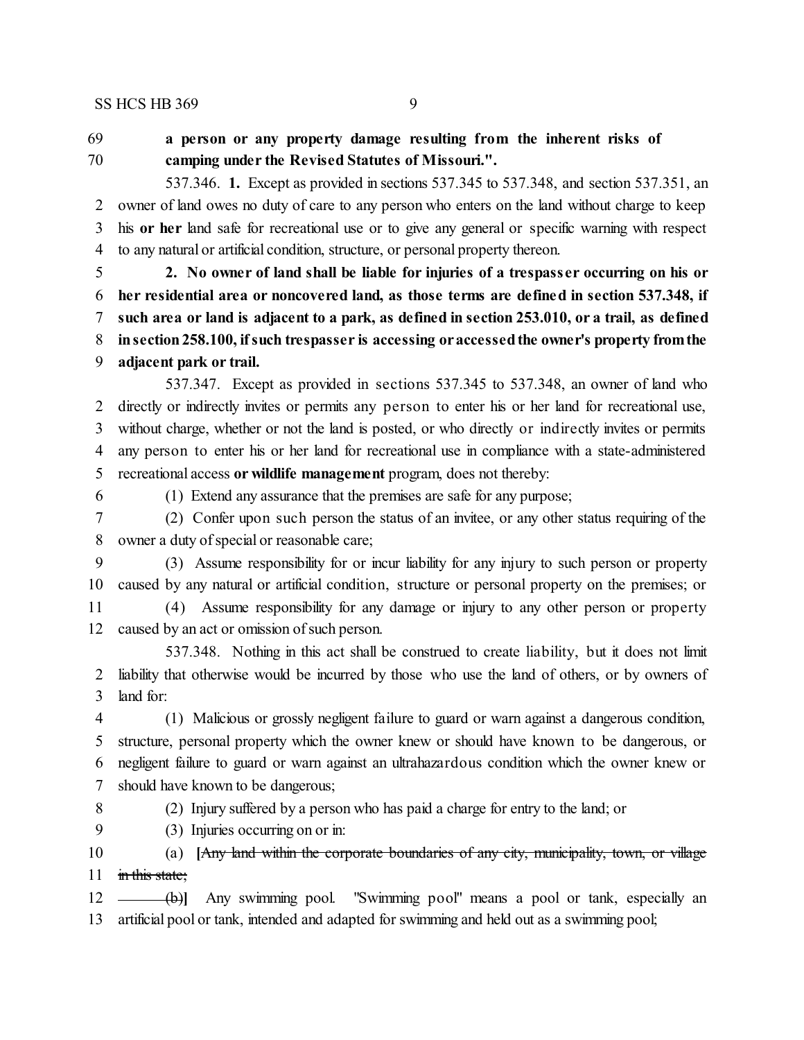**a person or any property damage resulting from the inherent risks of camping under the Revised Statutes of Missouri.".**

537.346. **1.** Except as provided in sections 537.345 to 537.348, and section 537.351, an owner of land owes no duty of care to any person who enters on the land without charge to keep his **or her** land safe for recreational use or to give any general or specific warning with respect to any natural or artificial condition, structure, or personal property thereon.

**2. No owner of land shall be liable for injuries of a trespasser occurring on his or her residential area or noncovered land, as those terms are defined in section 537.348, if such area or land is adjacent to a park, as defined in section 253.010, or a trail, as defined in section 258.100, if such trespasser is accessing or accessed the owner's property from the adjacent park or trail.**

537.347. Except as provided in sections 537.345 to 537.348, an owner of land who directly or indirectly invites or permits any person to enter his or her land for recreational use, without charge, whether or not the land is posted, or who directly or indirectly invites or permits any person to enter his or her land for recreational use in compliance with a state-administered recreational access **or wildlife management** program, does not thereby:

(1) Extend any assurance that the premises are safe for any purpose;

(2) Confer upon such person the status of an invitee, or any other status requiring of the owner a duty of special or reasonable care;

(3) Assume responsibility for or incur liability for any injury to such person or property caused by any natural or artificial condition, structure or personal property on the premises; or

(4) Assume responsibility for any damage or injury to any other person or property caused by an act or omission of such person.

537.348. Nothing in this act shall be construed to create liability, but it does not limit liability that otherwise would be incurred by those who use the land of others, or by owners of land for:

(1) Malicious or grossly negligent failure to guard or warn against a dangerous condition, structure, personal property which the owner knew or should have known to be dangerous, or negligent failure to guard or warn against an ultrahazardous condition which the owner knew or should have known to be dangerous;

(2) Injury suffered by a person who has paid a charge for entry to the land; or

(3) Injuries occurring on or in:

(a) **[**~~Any land within the corporate boundaries of any city, municipality, town, or village in this state;~~

~~(b)~~**]** Any swimming pool. "Swimming pool" means a pool or tank, especially an artificial pool or tank, intended and adapted for swimming and held out as a swimming pool;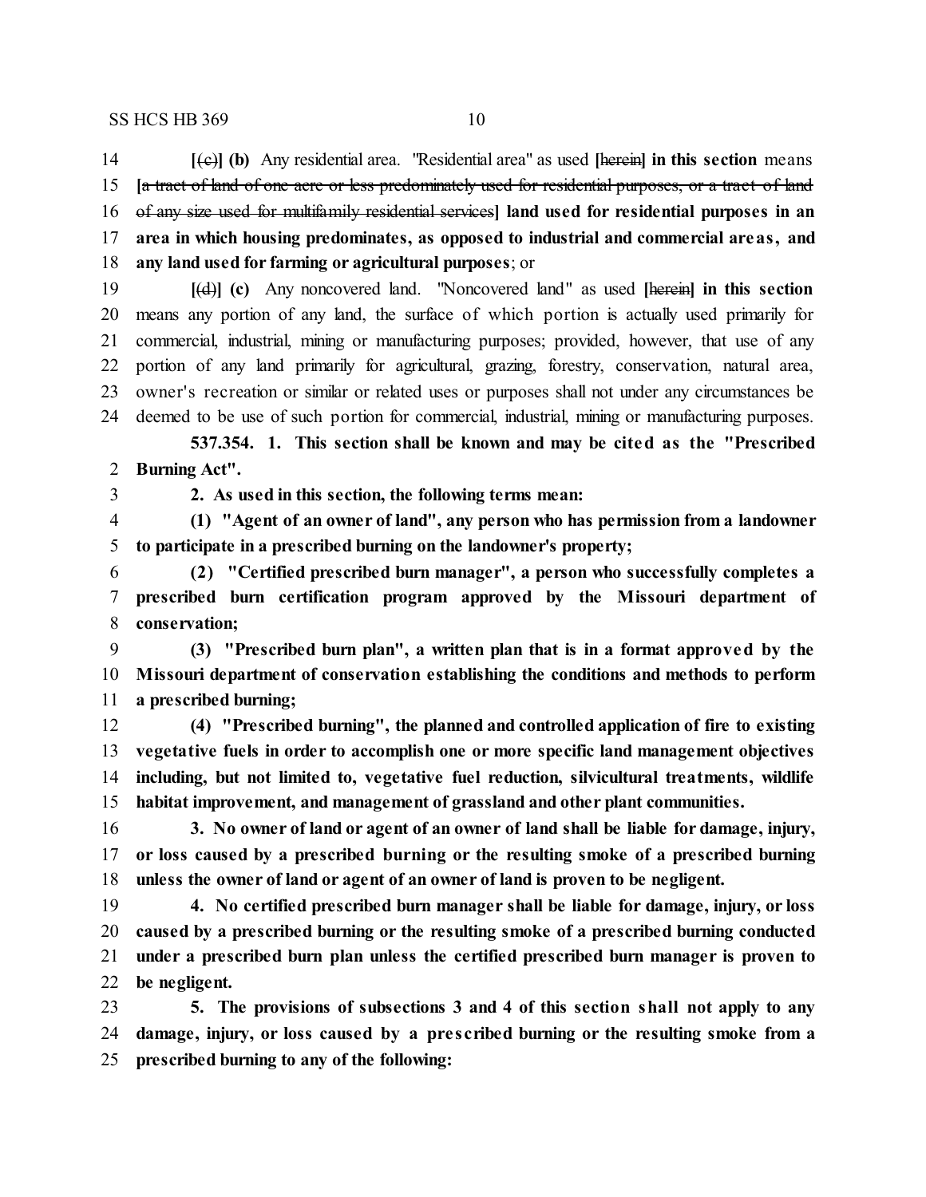[(c)] **(b)** Any residential area. "Residential area" as used **[**~~herein~~**] in this section** means **[**~~a tract of land of one acre or less predominately used for residential purposes, or a tract of land of any size used for multifamily residential services~~**] land used for residential purposes in an area in which housing predominates, as opposed to industrial and commercial areas, and any land used for farming or agricultural purposes**; or

**[**~~(d)~~**] (c)** Any noncovered land. "Noncovered land" as used **[**~~herein~~**] in this section** means any portion of any land, the surface of which portion is actually used primarily for commercial, industrial, mining or manufacturing purposes; provided, however, that use of any portion of any land primarily for agricultural, grazing, forestry, conservation, natural area, owner's recreation or similar or related uses or purposes shall not under any circumstances be deemed to be use of such portion for commercial, industrial, mining or manufacturing purposes.

**537.354. 1. This section shall be known and may be cited as the "Prescribed Burning Act".**

**2. As used in this section, the following terms mean:**

**(1) "Agent of an owner of land", any person who has permission from a landowner to participate in a prescribed burning on the landowner's property;**

**(2) "Certified prescribed burn manager", a person who successfully completes a prescribed burn certification program approved by the Missouri department of conservation;**

**(3) "Prescribed burn plan", a written plan that is in a format approved by the Missouri department of conservation establishing the conditions and methods to perform a prescribed burning;**

**(4) "Prescribed burning", the planned and controlled application of fire to existing vegetative fuels in order to accomplish one or more specific land management objectives including, but not limited to, vegetative fuel reduction, silvicultural treatments, wildlife habitat improvement, and management of grassland and other plant communities.**

**3. No owner of land or agent of an owner of land shall be liable for damage, injury, or loss caused by a prescribed burning or the resulting smoke of a prescribed burning unless the owner of land or agent of an owner of land is proven to be negligent.**

**4. No certified prescribed burn manager shall be liable for damage, injury, or loss caused by a prescribed burning or the resulting smoke of a prescribed burning conducted under a prescribed burn plan unless the certified prescribed burn manager is proven to be negligent.**

**5. The provisions of subsections 3 and 4 of this section shall not apply to any damage, injury, or loss caused by a prescribed burning or the resulting smoke from a prescribed burning to any of the following:**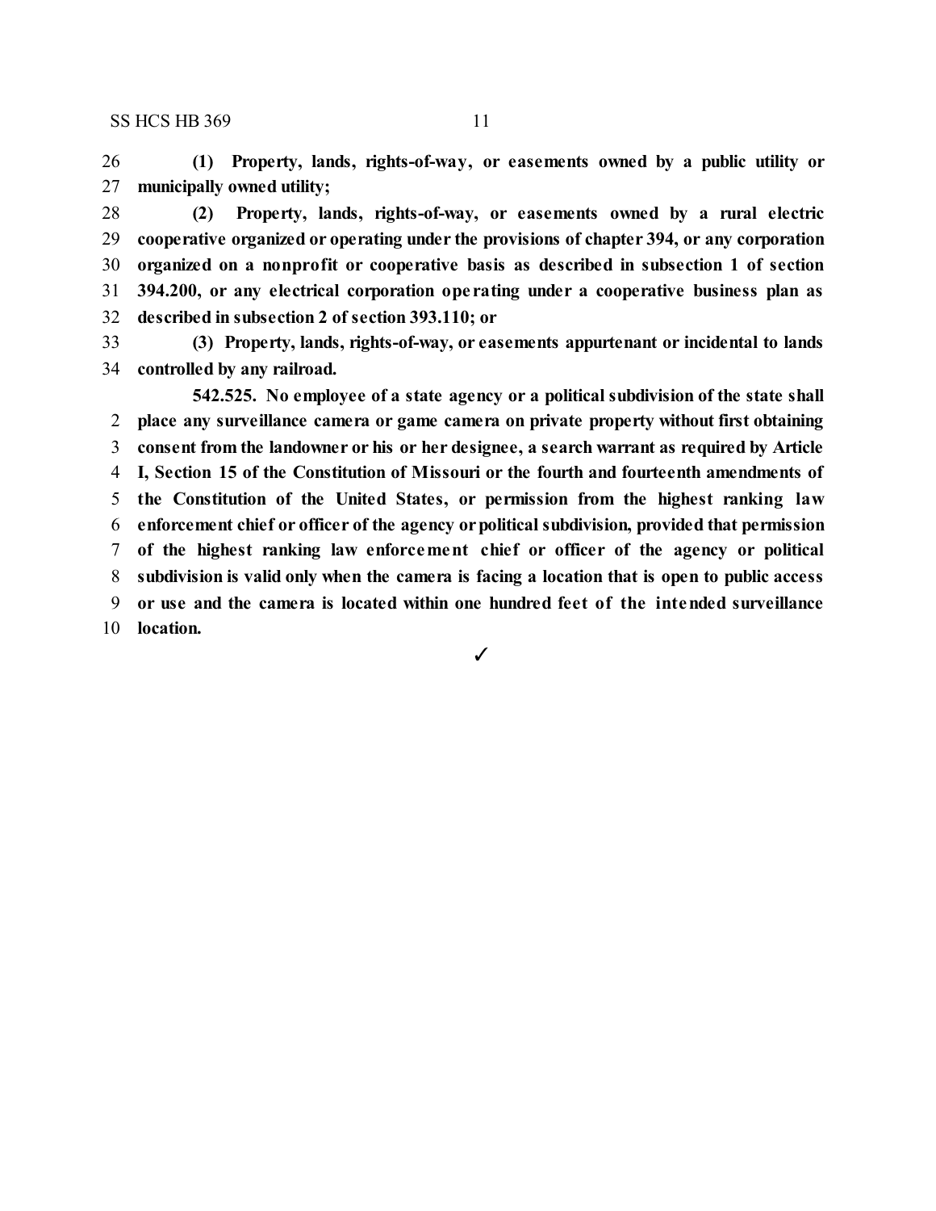**(1) Property, lands, rights-of-way, or easements owned by a public utility or municipally owned utility;**

**(2) Property, lands, rights-of-way, or easements owned by a rural electric cooperative organized or operating under the provisions of chapter 394, or any corporation organized on a nonprofit or cooperative basis as described in subsection 1 of section 394.200, or any electrical corporation operating under a cooperative business plan as described in subsection 2 of section 393.110; or**

**(3) Property, lands, rights-of-way, or easements appurtenant or incidental to lands controlled by any railroad.**

**542.525. No employee of a state agency or a political subdivision of the state shall place any surveillance camera or game camera on private property without first obtaining consent from the landowner or his or her designee, a search warrant as required by Article I, Section 15 of the Constitution of Missouri or the fourth and fourteenth amendments of the Constitution of the United States, or permission from the highest ranking law enforcement chief or officer of the agency or political subdivision, provided that permission of the highest ranking law enforcement chief or officer of the agency or political subdivision is valid only when the camera is facing a location that is open to public access or use and the camera is located within one hundred feet of the intended surveillance location.**

✓